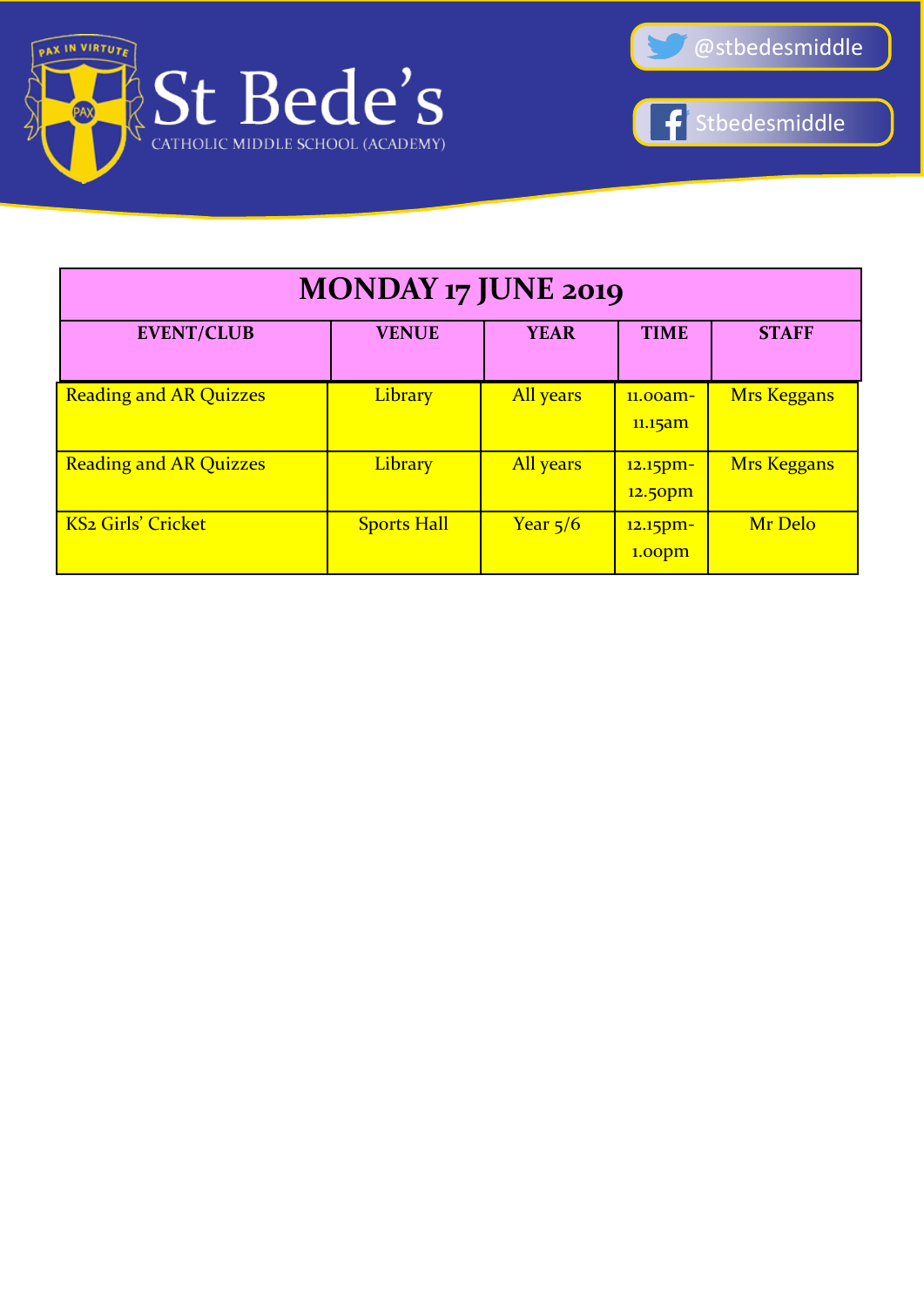St Bede's

CATHOLIC MIDDLE SCHOOL (ACADEMY)

@stbedesmiddle

Stbedesmiddle

| MONDAY 17 JUNE 2019 | | | | |
|---|---|---|---|---|
| **EVENT/CLUB** | **VENUE** | **YEAR** | **TIME** | **STAFF** |
| Reading and AR Quizzes | Library | All years | 11.00am-11.15am | Mrs Keggans |
| Reading and AR Quizzes | Library | All years | 12.15pm-12.50pm | Mrs Keggans |
| KS2 Girls' Cricket | Sports Hall | Year 5/6 | 12.15pm-1.00pm | Mr Delo |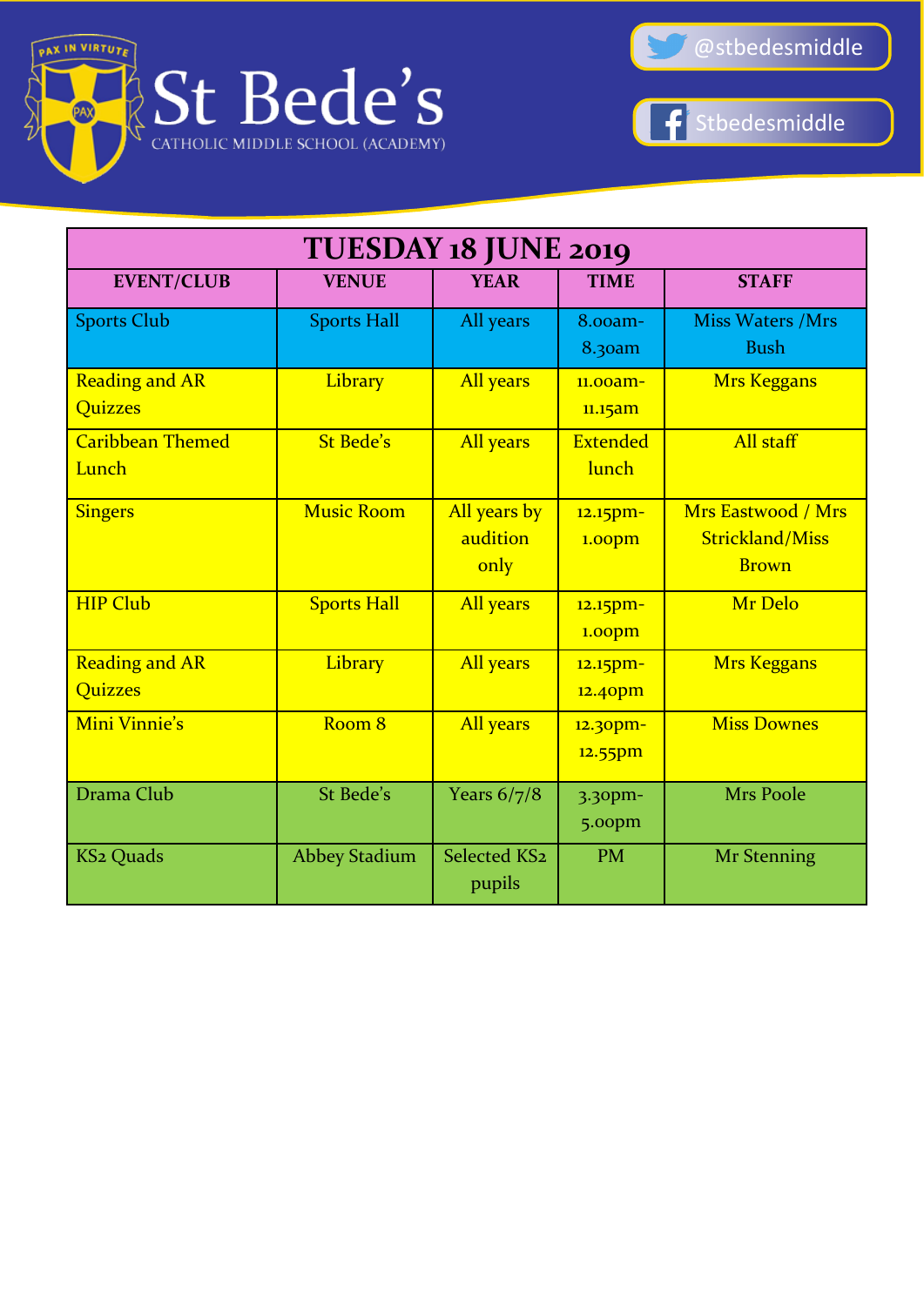St Bede's

CATHOLIC MIDDLE SCHOOL (ACADEMY)

@stbedesmiddle

Stbedesmiddle

| TUESDAY 18 JUNE 2019 | | | | |
|---|---|---|---|---|
| **EVENT/CLUB** | **VENUE** | **YEAR** | **TIME** | **STAFF** |
| Sports Club | Sports Hall | All years | 8.00am-8.30am | Miss Waters /Mrs Bush |
| Reading and AR Quizzes | Library | All years | 11.00am-11.15am | Mrs Keggans |
| Caribbean Themed Lunch | St Bede's | All years | Extended lunch | All staff |
| Singers | Music Room | All years by audition only | 12.15pm-1.00pm | Mrs Eastwood / Mrs Strickland/Miss Brown |
| HIP Club | Sports Hall | All years | 12.15pm-1.00pm | Mr Delo |
| Reading and AR Quizzes | Library | All years | 12.15pm-12.40pm | Mrs Keggans |
| Mini Vinnie's | Room 8 | All years | 12.30pm-12.55pm | Miss Downes |
| Drama Club | St Bede's | Years 6/7/8 | 3.30pm-5.00pm | Mrs Poole |
| KS2 Quads | Abbey Stadium | Selected KS2 pupils | PM | Mr Stenning |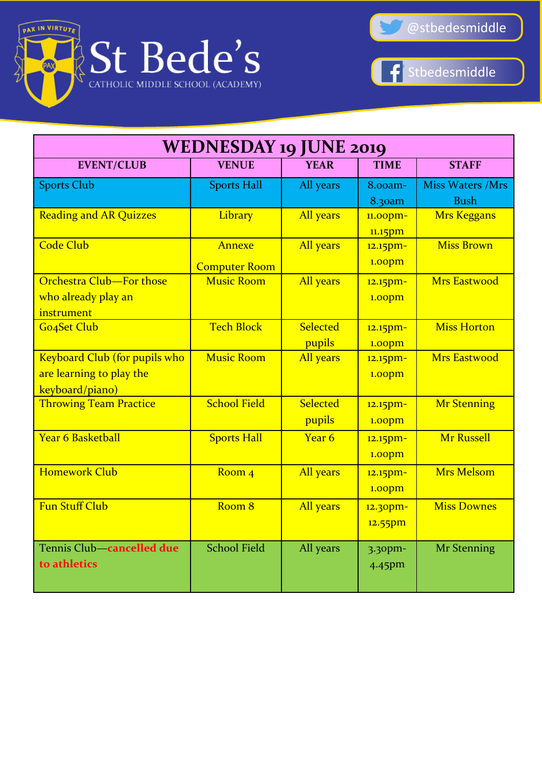St Bede's

CATHOLIC MIDDLE SCHOOL (ACADEMY)

@stbedesmiddle

Stbedesmiddle

## WEDNESDAY 19 JUNE 2019

| EVENT/CLUB | VENUE | YEAR | TIME | STAFF |
|---|---|---|---|---|
| Sports Club | Sports Hall | All years | 8.00am-8.30am | Miss Waters /Mrs Bush |
| Reading and AR Quizzes | Library | All years | 11.00pm-11.15pm | Mrs Keggans |
| Code Club | Annexe Computer Room | All years | 12.15pm-1.00pm | Miss Brown |
| Orchestra Club—For those who already play an instrument | Music Room | All years | 12.15pm-1.00pm | Mrs Eastwood |
| Go4Set Club | Tech Block | Selected pupils | 12.15pm-1.00pm | Miss Horton |
| Keyboard Club (for pupils who are learning to play the keyboard/piano) | Music Room | All years | 12.15pm-1.00pm | Mrs Eastwood |
| Throwing Team Practice | School Field | Selected pupils | 12.15pm-1.00pm | Mr Stenning |
| Year 6 Basketball | Sports Hall | Year 6 | 12.15pm-1.00pm | Mr Russell |
| Homework Club | Room 4 | All years | 12.15pm-1.00pm | Mrs Melsom |
| Fun Stuff Club | Room 8 | All years | 12.30pm-12.55pm | Miss Downes |
| Tennis Club—**cancelled due to athletics** | School Field | All years | 3.30pm-4.45pm | Mr Stenning |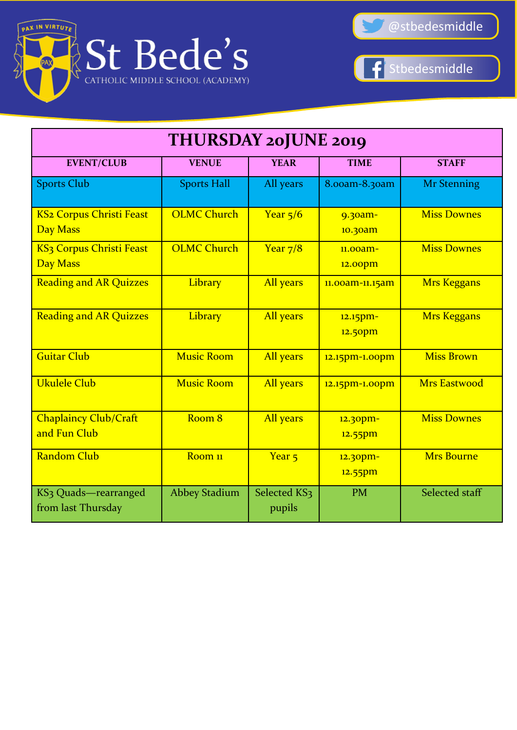# St Bede's

CATHOLIC MIDDLE SCHOOL (ACADEMY)

@stbedesmiddle

Stbedesmiddle

| THURSDAY 20JUNE 2019 | | | | |
|---|---|---|---|---|
| **EVENT/CLUB** | **VENUE** | **YEAR** | **TIME** | **STAFF** |
| Sports Club | Sports Hall | All years | 8.00am-8.30am | Mr Stenning |
| KS2 Corpus Christi Feast Day Mass | OLMC Church | Year 5/6 | 9.30am-10.30am | Miss Downes |
| KS3 Corpus Christi Feast Day Mass | OLMC Church | Year 7/8 | 11.00am-12.00pm | Miss Downes |
| Reading and AR Quizzes | Library | All years | 11.00am-11.15am | Mrs Keggans |
| Reading and AR Quizzes | Library | All years | 12.15pm-12.50pm | Mrs Keggans |
| Guitar Club | Music Room | All years | 12.15pm-1.00pm | Miss Brown |
| Ukulele Club | Music Room | All years | 12.15pm-1.00pm | Mrs Eastwood |
| Chaplaincy Club/Craft and Fun Club | Room 8 | All years | 12.30pm-12.55pm | Miss Downes |
| Random Club | Room 11 | Year 5 | 12.30pm-12.55pm | Mrs Bourne |
| KS3 Quads—rearranged from last Thursday | Abbey Stadium | Selected KS3 pupils | PM | Selected staff |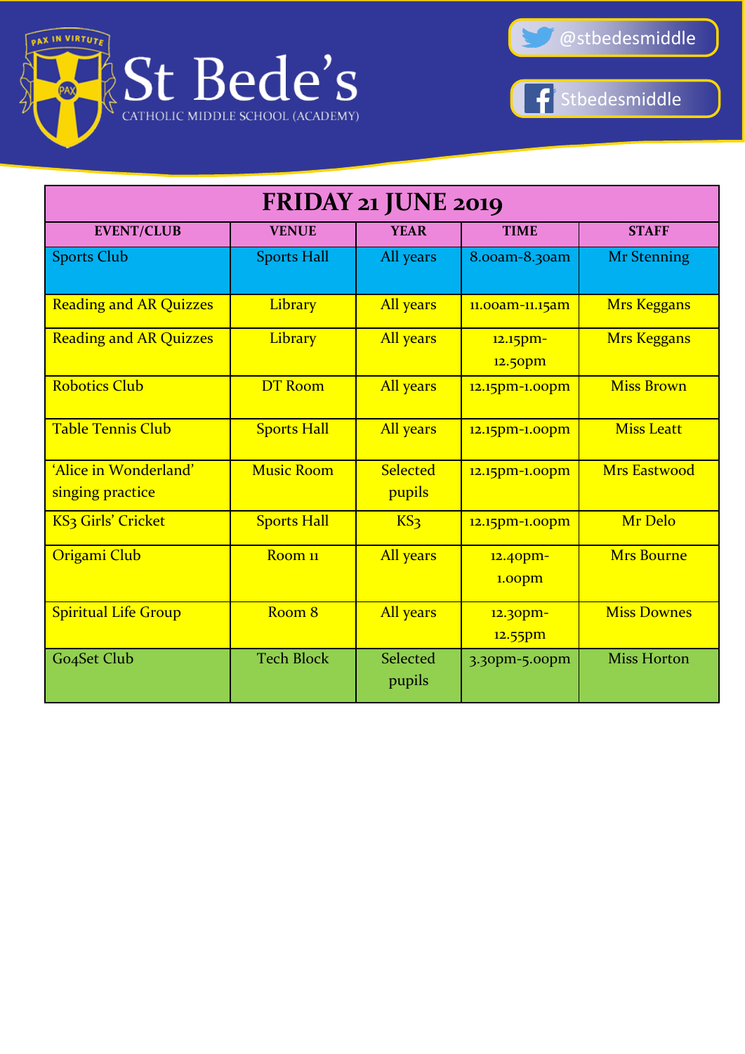St Bede's

CATHOLIC MIDDLE SCHOOL (ACADEMY)

@stbedesmiddle

Stbedesmiddle

| FRIDAY 21 JUNE 2019 | | | | |
|---|---|---|---|---|
| **EVENT/CLUB** | **VENUE** | **YEAR** | **TIME** | **STAFF** |
| Sports Club | Sports Hall | All years | 8.00am-8.30am | Mr Stenning |
| Reading and AR Quizzes | Library | All years | 11.00am-11.15am | Mrs Keggans |
| Reading and AR Quizzes | Library | All years | 12.15pm-12.50pm | Mrs Keggans |
| Robotics Club | DT Room | All years | 12.15pm-1.00pm | Miss Brown |
| Table Tennis Club | Sports Hall | All years | 12.15pm-1.00pm | Miss Leatt |
| 'Alice in Wonderland' singing practice | Music Room | Selected pupils | 12.15pm-1.00pm | Mrs Eastwood |
| KS3 Girls' Cricket | Sports Hall | KS3 | 12.15pm-1.00pm | Mr Delo |
| Origami Club | Room 11 | All years | 12.40pm-1.00pm | Mrs Bourne |
| Spiritual Life Group | Room 8 | All years | 12.30pm-12.55pm | Miss Downes |
| Go4Set Club | Tech Block | Selected pupils | 3.30pm-5.00pm | Miss Horton |